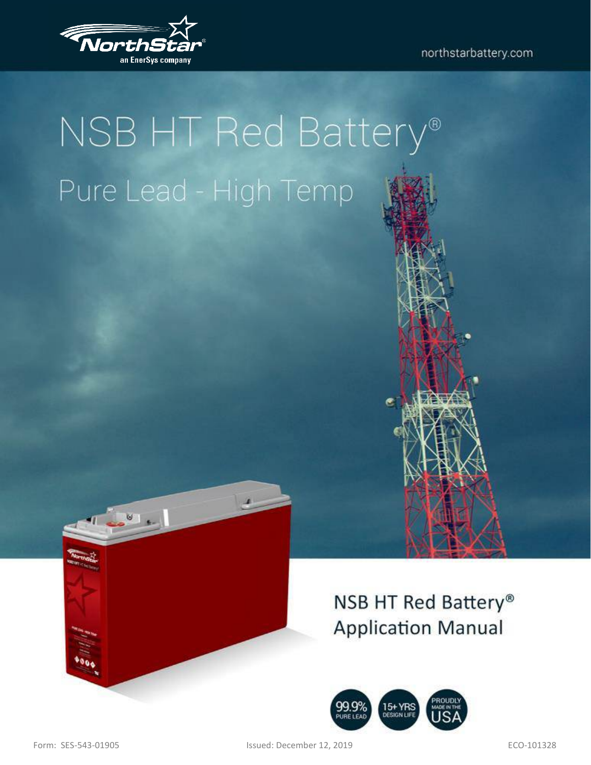NorthStar® an EnerSys company

northstarbattery.com

# NSB HT Red Battery®

## Pure Lead - High Temp

## NSB HT Red Battery® Application Manual

99.9% PURE LEAD

15+ YRS DESIGN LIFE

PROUDLY MADE IN THE USA

Form: SES-543-01905 Issued: December 12, 2019 ECO-101328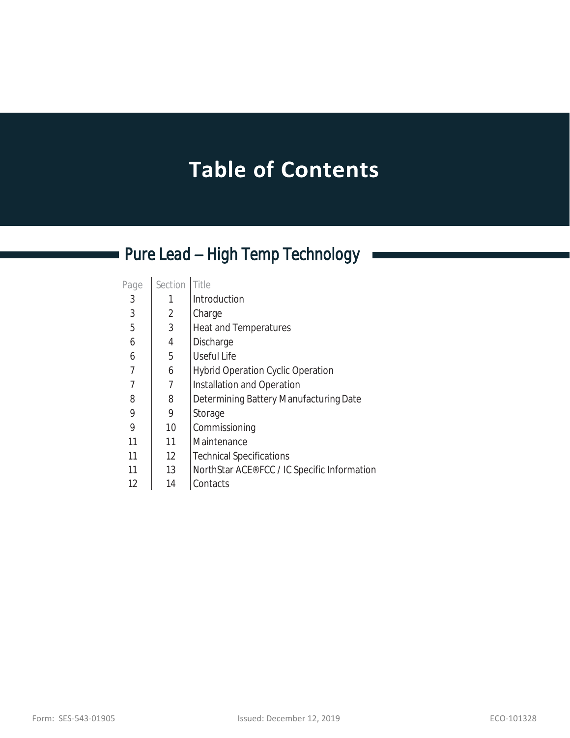# Table of Contents

## Pure Lead – High Temp Technology

| Page | Section | Title |
|---|---|---|
| 3 | 1 | Introduction |
| 3 | 2 | Charge |
| 5 | 3 | Heat and Temperatures |
| 6 | 4 | Discharge |
| 6 | 5 | Useful Life |
| 7 | 6 | Hybrid Operation Cyclic Operation |
| 7 | 7 | Installation and Operation |
| 8 | 8 | Determining Battery Manufacturing Date |
| 9 | 9 | Storage |
| 9 | 10 | Commissioning |
| 11 | 11 | Maintenance |
| 11 | 12 | Technical Specifications |
| 11 | 13 | NorthStar ACE®FCC / IC Specific Information |
| 12 | 14 | Contacts |

Form: SES-543-01905 Issued: December 12, 2019 ECO-101328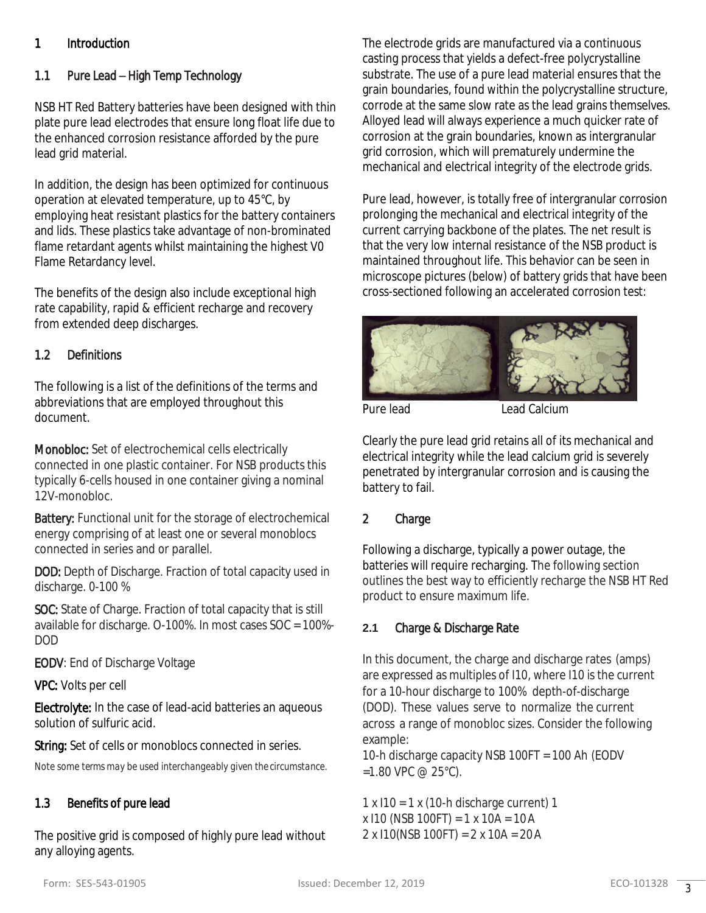# 1 Introduction

## 1.1 Pure Lead – High Temp Technology

NSB HT Red Battery batteries have been designed with thin plate pure lead electrodes that ensure long float life due to the enhanced corrosion resistance afforded by the pure lead grid material.

In addition, the design has been optimized for continuous operation at elevated temperature, up to 45°C, by employing heat resistant plastics for the battery containers and lids. These plastics take advantage of non-brominated flame retardant agents whilst maintaining the highest V0 Flame Retardancy level.

The benefits of the design also include exceptional high rate capability, rapid & efficient recharge and recovery from extended deep discharges.

## 1.2 Definitions

The following is a list of the definitions of the terms and abbreviations that are employed throughout this document.

**Monobloc:** Set of electrochemical cells electrically connected in one plastic container. For NSB products this typically 6-cells housed in one container giving a nominal 12V-monobloc.

**Battery:** Functional unit for the storage of electrochemical energy comprising of at least one or several monoblocs connected in series and or parallel.

**DOD:** Depth of Discharge. Fraction of total capacity used in discharge. 0-100 %

**SOC:** State of Charge. Fraction of total capacity that is still available for discharge. O-100%. In most cases SOC = 100%-DOD

**EODV**: End of Discharge Voltage

**VPC:** Volts per cell

**Electrolyte:** In the case of lead-acid batteries an aqueous solution of sulfuric acid.

**String:** Set of cells or monoblocs connected in series.

*Note some terms may be used interchangeably given the circumstance.*

## 1.3 Benefits of pure lead

The positive grid is composed of highly pure lead without any alloying agents.

The electrode grids are manufactured via a continuous casting process that yields a defect-free polycrystalline substrate. The use of a pure lead material ensures that the grain boundaries, found within the polycrystalline structure, corrode at the same slow rate as the lead grains themselves. Alloyed lead will always experience a much quicker rate of corrosion at the grain boundaries, known as intergranular grid corrosion, which will prematurely undermine the mechanical and electrical integrity of the electrode grids.

Pure lead, however, is totally free of intergranular corrosion prolonging the mechanical and electrical integrity of the current carrying backbone of the plates. The net result is that the very low internal resistance of the NSB product is maintained throughout life. This behavior can be seen in microscope pictures (below) of battery grids that have been cross-sectioned following an accelerated corrosion test:

Pure lead Lead Calcium

Clearly the pure lead grid retains all of its mechanical and electrical integrity while the lead calcium grid is severely penetrated by intergranular corrosion and is causing the battery to fail.

# 2 Charge

Following a discharge, typically a power outage, the batteries will require recharging. The following section outlines the best way to efficiently recharge the NSB HT Red product to ensure maximum life.

## 2.1 Charge & Discharge Rate

In this document, the charge and discharge rates (amps) are expressed as multiples of I10, where I10 is the current for a 10-hour discharge to 100% depth-of-discharge (DOD). These values serve to normalize the current across a range of monobloc sizes. Consider the following example:

10-h discharge capacity NSB 100FT = 100 Ah (EODV =1.80 VPC @ 25°C).

1 x I10 = 1 x (10-h discharge current) 1 x I10 (NSB 100FT) = 1 x 10A = 10 A
2 x I10(NSB 100FT) = 2 x 10A = 20 A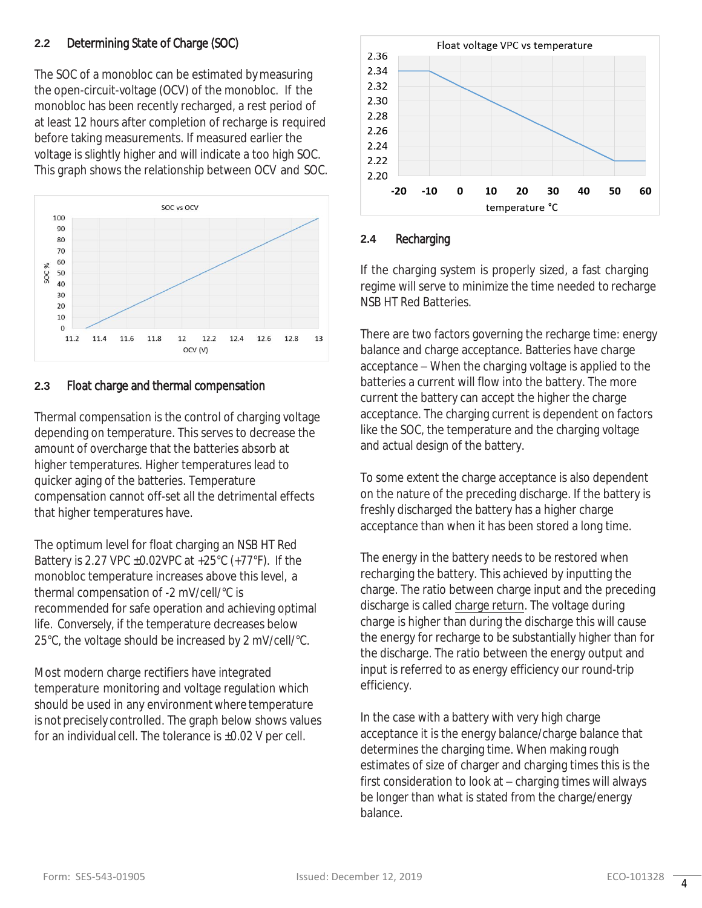### 2.2 Determining State of Charge (SOC)

The SOC of a monobloc can be estimated by measuring the open-circuit-voltage (OCV) of the monobloc. If the monobloc has been recently recharged, a rest period of at least 12 hours after completion of recharge is required before taking measurements. If measured earlier the voltage is slightly higher and will indicate a too high SOC. This graph shows the relationship between OCV and SOC.

### 2.3 Float charge and thermal compensation

Thermal compensation is the control of charging voltage depending on temperature. This serves to decrease the amount of overcharge that the batteries absorb at higher temperatures. Higher temperatures lead to quicker aging of the batteries. Temperature compensation cannot off-set all the detrimental effects that higher temperatures have.

The optimum level for float charging an NSB HT Red Battery is 2.27 VPC ±0.02VPC at +25°C (+77°F). If the monobloc temperature increases above this level, a thermal compensation of -2 mV/cell/°C is recommended for safe operation and achieving optimal life. Conversely, if the temperature decreases below 25°C, the voltage should be increased by 2 mV/cell/°C.

Most modern charge rectifiers have integrated temperature monitoring and voltage regulation which should be used in any environment where temperature is not precisely controlled. The graph below shows values for an individual cell. The tolerance is ±0.02 V per cell.

### 2.4 Recharging

If the charging system is properly sized, a fast charging regime will serve to minimize the time needed to recharge NSB HT Red Batteries.

There are two factors governing the recharge time: energy balance and charge acceptance. Batteries have charge acceptance – When the charging voltage is applied to the batteries a current will flow into the battery. The more current the battery can accept the higher the charge acceptance. The charging current is dependent on factors like the SOC, the temperature and the charging voltage and actual design of the battery.

To some extent the charge acceptance is also dependent on the nature of the preceding discharge. If the battery is freshly discharged the battery has a higher charge acceptance than when it has been stored a long time.

The energy in the battery needs to be restored when recharging the battery. This achieved by inputting the charge. The ratio between charge input and the preceding discharge is called charge return. The voltage during charge is higher than during the discharge this will cause the energy for recharge to be substantially higher than for the discharge. The ratio between the energy output and input is referred to as energy efficiency our round-trip efficiency.

In the case with a battery with very high charge acceptance it is the energy balance/charge balance that determines the charging time. When making rough estimates of size of charger and charging times this is the first consideration to look at – charging times will always be longer than what is stated from the charge/energy balance.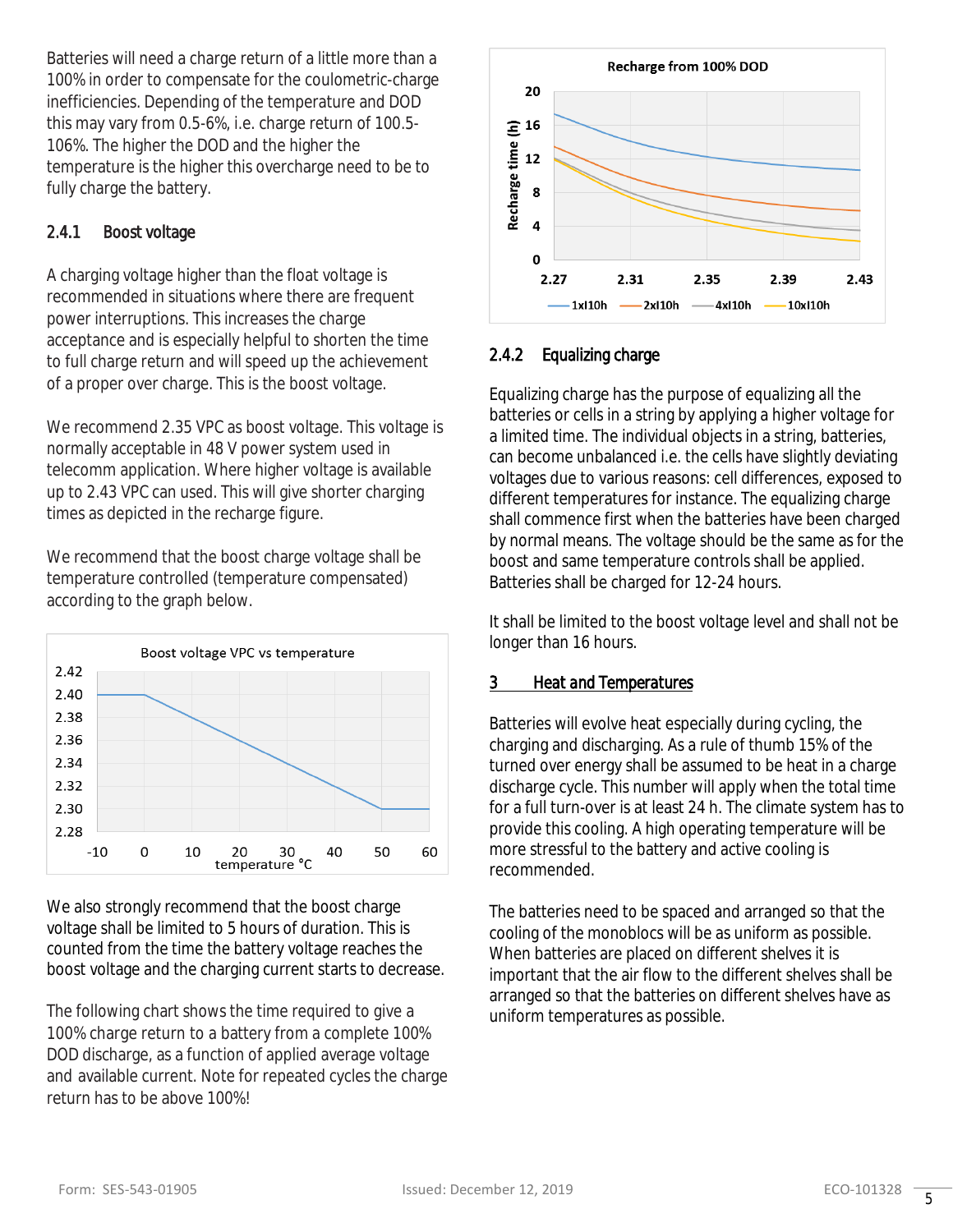Batteries will need a charge return of a little more than a 100% in order to compensate for the coulometric-charge inefficiencies. Depending of the temperature and DOD this may vary from 0.5-6%, i.e. charge return of 100.5-106%. The higher the DOD and the higher the temperature is the higher this overcharge need to be to fully charge the battery.

### 2.4.1 Boost voltage

A charging voltage higher than the float voltage is recommended in situations where there are frequent power interruptions. This increases the charge acceptance and is especially helpful to shorten the time to full charge return and will speed up the achievement of a proper over charge. This is the boost voltage.

We recommend 2.35 VPC as boost voltage. This voltage is normally acceptable in 48 V power system used in telecomm application. Where higher voltage is available up to 2.43 VPC can used. This will give shorter charging times as depicted in the recharge figure.

We recommend that the boost charge voltage shall be temperature controlled (temperature compensated) according to the graph below.

Boost voltage VPC vs temperature

We also strongly recommend that the boost charge voltage shall be limited to 5 hours of duration. This is counted from the time the battery voltage reaches the boost voltage and the charging current starts to decrease.

The following chart shows the time required to give a 100% charge return to a battery from a complete 100% DOD discharge, as a function of applied average voltage and available current. Note for repeated cycles the charge return has to be above 100%!

Recharge from 100% DOD

### 2.4.2 Equalizing charge

Equalizing charge has the purpose of equalizing all the batteries or cells in a string by applying a higher voltage for a limited time. The individual objects in a string, batteries, can become unbalanced i.e. the cells have slightly deviating voltages due to various reasons: cell differences, exposed to different temperatures for instance. The equalizing charge shall commence first when the batteries have been charged by normal means. The voltage should be the same as for the boost and same temperature controls shall be applied. Batteries shall be charged for 12-24 hours.

It shall be limited to the boost voltage level and shall not be longer than 16 hours.

## 3 Heat and Temperatures

Batteries will evolve heat especially during cycling, the charging and discharging. As a rule of thumb 15% of the turned over energy shall be assumed to be heat in a charge discharge cycle. This number will apply when the total time for a full turn-over is at least 24 h. The climate system has to provide this cooling. A high operating temperature will be more stressful to the battery and active cooling is recommended.

The batteries need to be spaced and arranged so that the cooling of the monoblocs will be as uniform as possible. When batteries are placed on different shelves it is important that the air flow to the different shelves shall be arranged so that the batteries on different shelves have as uniform temperatures as possible.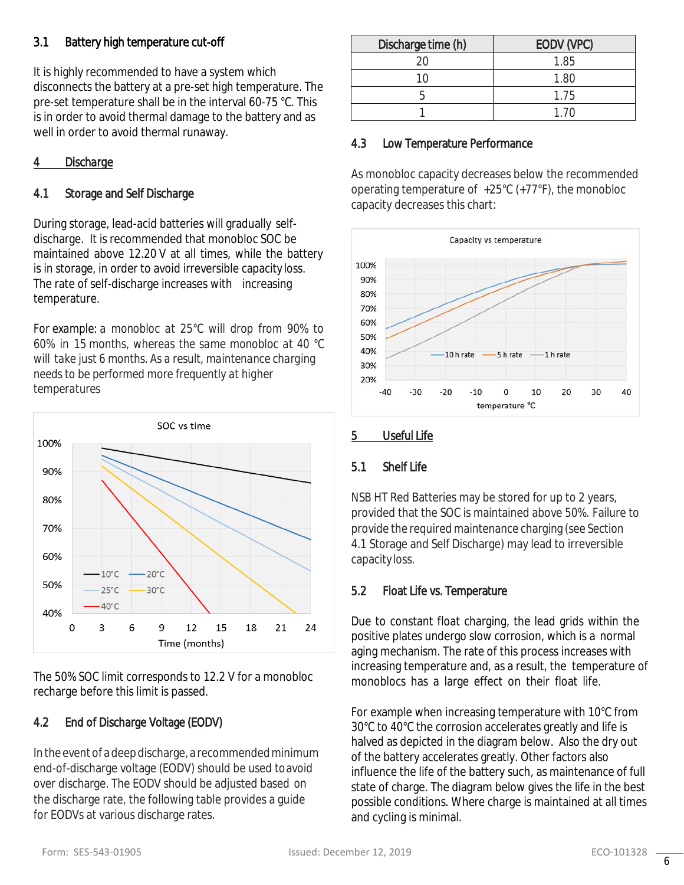### 3.1 Battery high temperature cut-off

It is highly recommended to have a system which disconnects the battery at a pre-set high temperature. The pre-set temperature shall be in the interval 60-75 °C. This is in order to avoid thermal damage to the battery and as well in order to avoid thermal runaway.

## 4 Discharge

### 4.1 Storage and Self Discharge

During storage, lead-acid batteries will gradually self-discharge. It is recommended that monobloc SOC be maintained above 12.20 V at all times, while the battery is in storage, in order to avoid irreversible capacity loss. The rate of self-discharge increases with increasing temperature.

For example: a monobloc at 25°C will drop from 90% to 60% in 15 months, whereas the same monobloc at 40 °C will take just 6 months. As a result, maintenance charging needs to be performed more frequently at higher temperatures

The 50% SOC limit corresponds to 12.2 V for a monobloc recharge before this limit is passed.

### 4.2 End of Discharge Voltage (EODV)

In the event of a deep discharge, a recommended minimum end-of-discharge voltage (EODV) should be used to avoid over discharge. The EODV should be adjusted based on the discharge rate, the following table provides a guide for EODVs at various discharge rates.

| Discharge time (h) | EODV (VPC) |
|---|---|
| 20 | 1.85 |
| 10 | 1.80 |
| 5 | 1.75 |
| 1 | 1.70 |

### 4.3 Low Temperature Performance

As monobloc capacity decreases below the recommended operating temperature of +25°C (+77°F), the monobloc capacity decreases this chart:

## 5 Useful Life

### 5.1 Shelf Life

NSB HT Red Batteries may be stored for up to 2 years, provided that the SOC is maintained above 50%. Failure to provide the required maintenance charging (see Section 4.1 Storage and Self Discharge) may lead to irreversible capacity loss.

### 5.2 Float Life vs. Temperature

Due to constant float charging, the lead grids within the positive plates undergo slow corrosion, which is a normal aging mechanism. The rate of this process increases with increasing temperature and, as a result, the temperature of monoblocs has a large effect on their float life.

For example when increasing temperature with 10°C from 30°C to 40°C the corrosion accelerates greatly and life is halved as depicted in the diagram below. Also the dry out of the battery accelerates greatly. Other factors also influence the life of the battery such, as maintenance of full state of charge. The diagram below gives the life in the best possible conditions. Where charge is maintained at all times and cycling is minimal.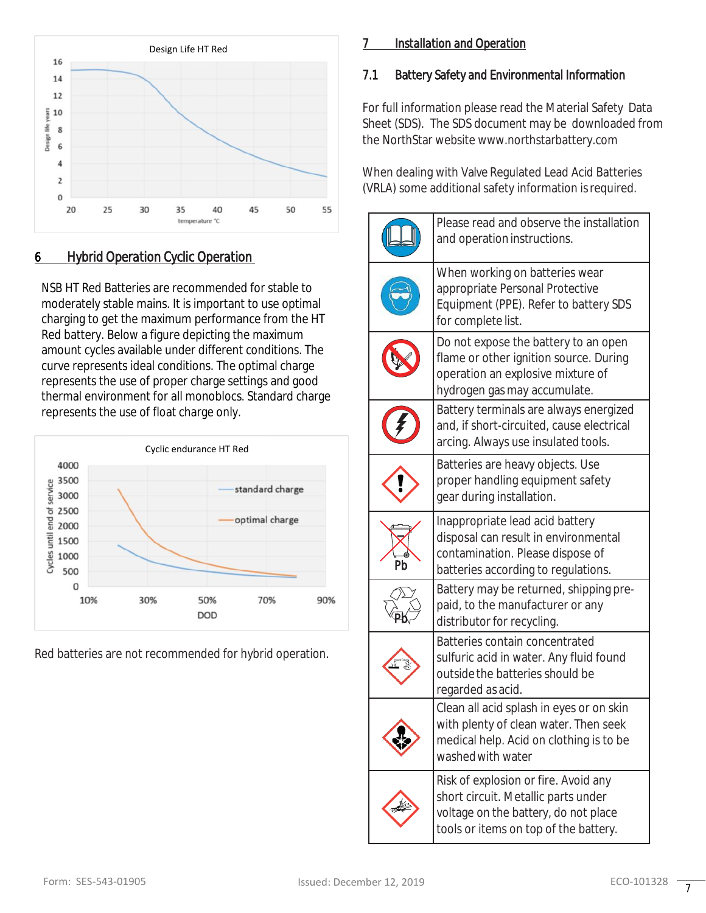## 6 Hybrid Operation Cyclic Operation

NSB HT Red Batteries are recommended for stable to moderately stable mains. It is important to use optimal charging to get the maximum performance from the HT Red battery. Below a figure depicting the maximum amount cycles available under different conditions. The curve represents ideal conditions. The optimal charge represents the use of proper charge settings and good thermal environment for all monoblocs. Standard charge represents the use of float charge only.

Red batteries are not recommended for hybrid operation.

## 7 Installation and Operation

### 7.1 Battery Safety and Environmental Information

For full information please read the Material Safety Data Sheet (SDS). The SDS document may be downloaded from the NorthStar website www.northstarbattery.com

When dealing with Valve Regulated Lead Acid Batteries (VRLA) some additional safety information is required.

| | |
|---|---|
| | Please read and observe the installation and operation instructions. |
| | When working on batteries wear appropriate Personal Protective Equipment (PPE). Refer to battery SDS for complete list. |
| | Do not expose the battery to an open flame or other ignition source. During operation an explosive mixture of hydrogen gas may accumulate. |
| | Battery terminals are always energized and, if short-circuited, cause electrical arcing. Always use insulated tools. |
| | Batteries are heavy objects. Use proper handling equipment safety gear during installation. |
| Pb | Inappropriate lead acid battery disposal can result in environmental contamination. Please dispose of batteries according to regulations. |
| Pb | Battery may be returned, shipping pre-paid, to the manufacturer or any distributor for recycling. |
| | Batteries contain concentrated sulfuric acid in water. Any fluid found outside the batteries should be regarded as acid. |
| | Clean all acid splash in eyes or on skin with plenty of clean water. Then seek medical help. Acid on clothing is to be washed with water |
| | Risk of explosion or fire. Avoid any short circuit. Metallic parts under voltage on the battery, do not place tools or items on top of the battery. |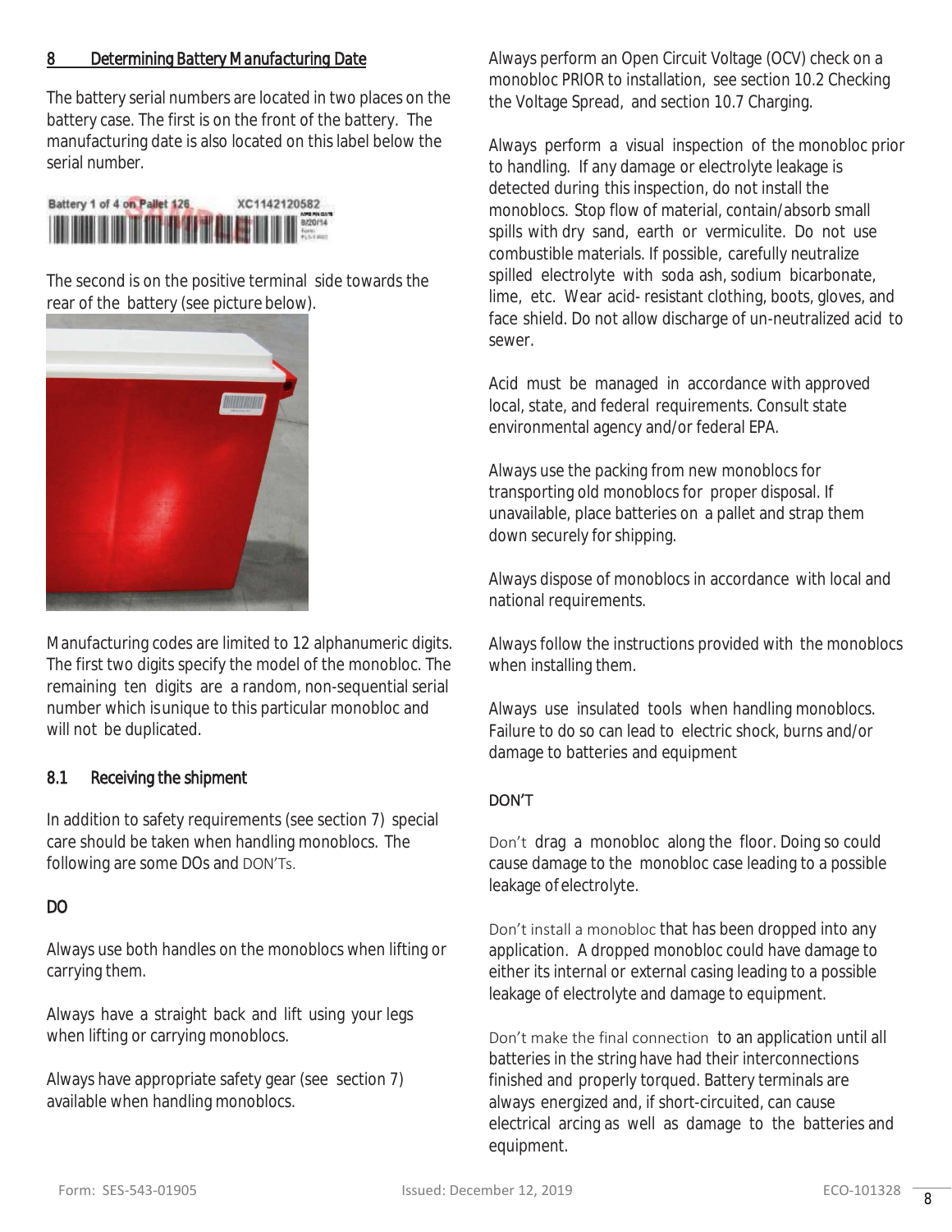## 8 Determining Battery Manufacturing Date

The battery serial numbers are located in two places on the battery case. The first is on the front of the battery. The manufacturing date is also located on this label below the serial number.

The second is on the positive terminal side towards the rear of the battery (see picture below).

Manufacturing codes are limited to 12 alphanumeric digits. The first two digits specify the model of the monobloc. The remaining ten digits are a random, non-sequential serial number which is unique to this particular monobloc and will not be duplicated.

### 8.1 Receiving the shipment

In addition to safety requirements (see section 7) special care should be taken when handling monoblocs. The following are some DOs and DON'Ts.

#### DO

Always use both handles on the monoblocs when lifting or carrying them.

Always have a straight back and lift using your legs when lifting or carrying monoblocs.

Always have appropriate safety gear (see section 7) available when handling monoblocs.

Always perform an Open Circuit Voltage (OCV) check on a monobloc PRIOR to installation, see section 10.2 Checking the Voltage Spread, and section 10.7 Charging.

Always perform a visual inspection of the monobloc prior to handling. If any damage or electrolyte leakage is detected during this inspection, do not install the monoblocs. Stop flow of material, contain/absorb small spills with dry sand, earth or vermiculite. Do not use combustible materials. If possible, carefully neutralize spilled electrolyte with soda ash, sodium bicarbonate, lime, etc. Wear acid- resistant clothing, boots, gloves, and face shield. Do not allow discharge of un-neutralized acid to sewer.

Acid must be managed in accordance with approved local, state, and federal requirements. Consult state environmental agency and/or federal EPA.

Always use the packing from new monoblocs for transporting old monoblocs for proper disposal. If unavailable, place batteries on a pallet and strap them down securely for shipping.

Always dispose of monoblocs in accordance with local and national requirements.

Always follow the instructions provided with the monoblocs when installing them.

Always use insulated tools when handling monoblocs. Failure to do so can lead to electric shock, burns and/or damage to batteries and equipment

#### DON'T

Don't drag a monobloc along the floor. Doing so could cause damage to the monobloc case leading to a possible leakage of electrolyte.

Don't install a monobloc that has been dropped into any application. A dropped monobloc could have damage to either its internal or external casing leading to a possible leakage of electrolyte and damage to equipment.

Don't make the final connection to an application until all batteries in the string have had their interconnections finished and properly torqued. Battery terminals are always energized and, if short-circuited, can cause electrical arcing as well as damage to the batteries and equipment.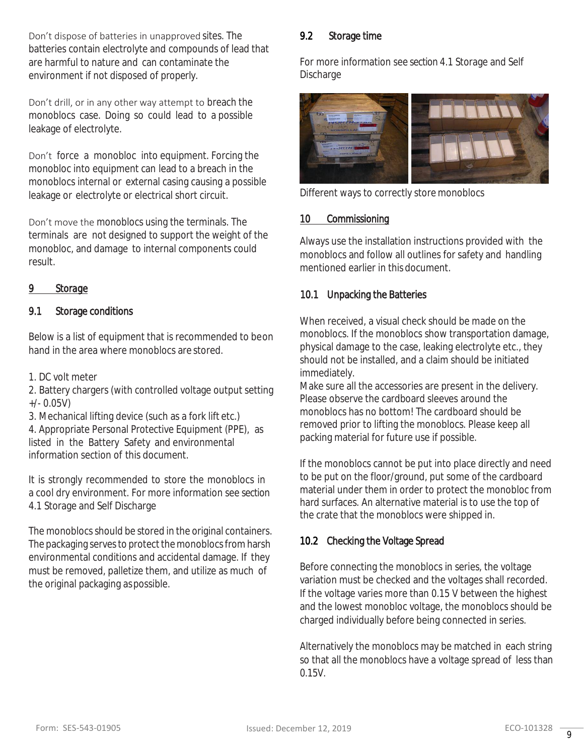Don't dispose of batteries in unapproved sites. The batteries contain electrolyte and compounds of lead that are harmful to nature and can contaminate the environment if not disposed of properly.

Don't drill, or in any other way attempt to breach the monoblocs case. Doing so could lead to a possible leakage of electrolyte.

Don't force a monobloc into equipment. Forcing the monobloc into equipment can lead to a breach in the monoblocs internal or external casing causing a possible leakage or electrolyte or electrical short circuit.

Don't move the monoblocs using the terminals. The terminals are not designed to support the weight of the monobloc, and damage to internal components could result.

# 9 Storage

## 9.1 Storage conditions

Below is a list of equipment that is recommended to be on hand in the area where monoblocs are stored.

1. DC volt meter
2. Battery chargers (with controlled voltage output setting +/- 0.05V)
3. Mechanical lifting device (such as a fork lift etc.)
4. Appropriate Personal Protective Equipment (PPE), as listed in the Battery Safety and environmental information section of this document.

It is strongly recommended to store the monoblocs in a cool dry environment. For more information see section 4.1 Storage and Self Discharge

The monoblocs should be stored in the original containers. The packaging serves to protect the monoblocs from harsh environmental conditions and accidental damage. If they must be removed, palletize them, and utilize as much of the original packaging as possible.

## 9.2 Storage time

For more information see section 4.1 Storage and Self Discharge

Different ways to correctly store monoblocs

# 10 Commissioning

Always use the installation instructions provided with the monoblocs and follow all outlines for safety and handling mentioned earlier in this document.

## 10.1 Unpacking the Batteries

When received, a visual check should be made on the monoblocs. If the monoblocs show transportation damage, physical damage to the case, leaking electrolyte etc., they should not be installed, and a claim should be initiated immediately.
Make sure all the accessories are present in the delivery. Please observe the cardboard sleeves around the monoblocs has no bottom! The cardboard should be removed prior to lifting the monoblocs. Please keep all packing material for future use if possible.

If the monoblocs cannot be put into place directly and need to be put on the floor/ground, put some of the cardboard material under them in order to protect the monobloc from hard surfaces. An alternative material is to use the top of the crate that the monoblocs were shipped in.

## 10.2 Checking the Voltage Spread

Before connecting the monoblocs in series, the voltage variation must be checked and the voltages shall recorded. If the voltage varies more than 0.15 V between the highest and the lowest monobloc voltage, the monoblocs should be charged individually before being connected in series.

Alternatively the monoblocs may be matched in each string so that all the monoblocs have a voltage spread of less than 0.15V.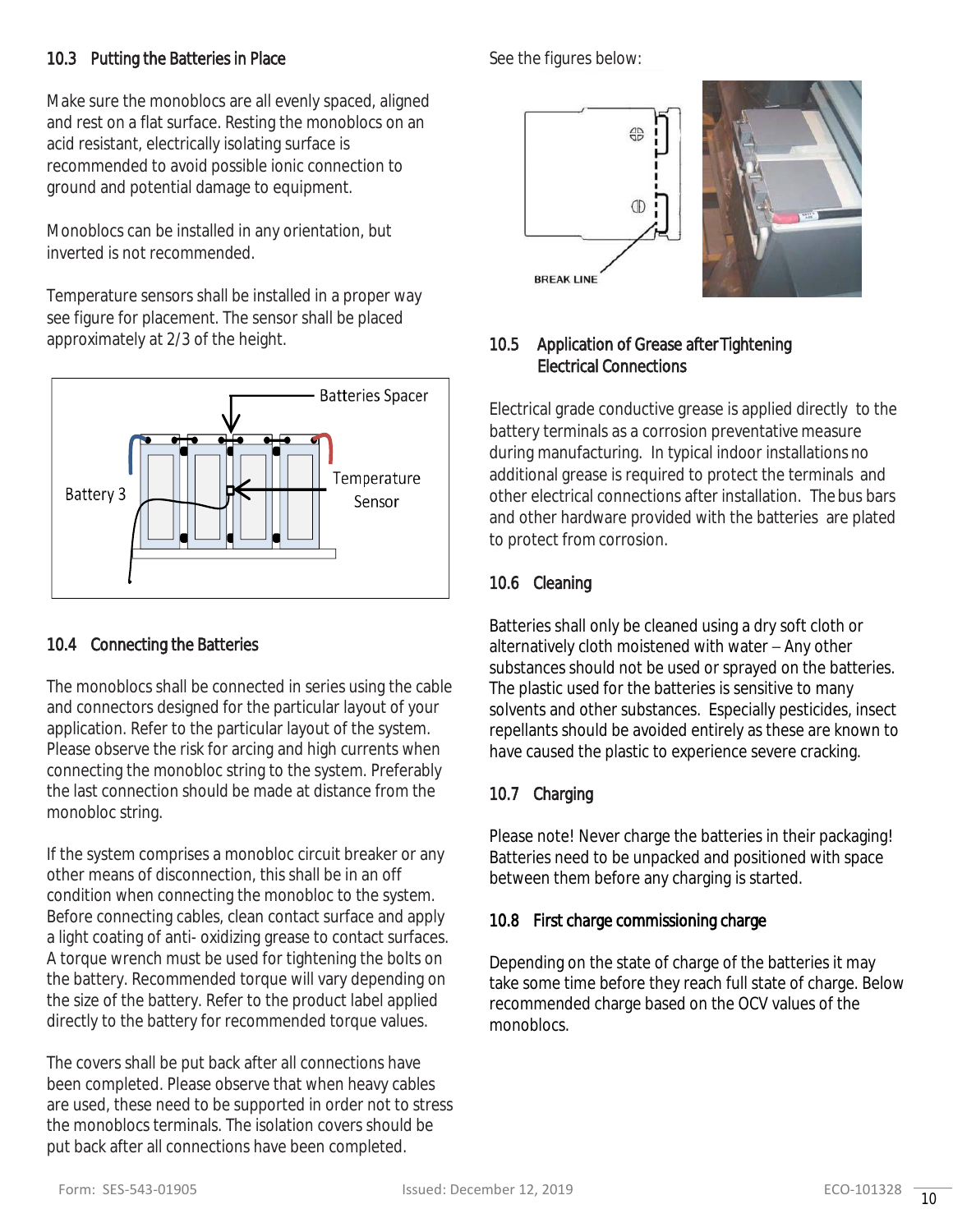## 10.3 Putting the Batteries in Place

Make sure the monoblocs are all evenly spaced, aligned and rest on a flat surface. Resting the monoblocs on an acid resistant, electrically isolating surface is recommended to avoid possible ionic connection to ground and potential damage to equipment.

Monoblocs can be installed in any orientation, but inverted is not recommended.

Temperature sensors shall be installed in a proper way see figure for placement. The sensor shall be placed approximately at 2/3 of the height.

Batteries Spacer

Battery 3

Temperature Sensor

## 10.4 Connecting the Batteries

The monoblocs shall be connected in series using the cable and connectors designed for the particular layout of your application. Refer to the particular layout of the system. Please observe the risk for arcing and high currents when connecting the monobloc string to the system. Preferably the last connection should be made at distance from the monobloc string.

If the system comprises a monobloc circuit breaker or any other means of disconnection, this shall be in an off condition when connecting the monobloc to the system. Before connecting cables, clean contact surface and apply a light coating of anti- oxidizing grease to contact surfaces. A torque wrench must be used for tightening the bolts on the battery. Recommended torque will vary depending on the size of the battery. Refer to the product label applied directly to the battery for recommended torque values.

The covers shall be put back after all connections have been completed. Please observe that when heavy cables are used, these need to be supported in order not to stress the monoblocs terminals. The isolation covers should be put back after all connections have been completed.

See the figures below:

BREAK LINE

## 10.5 Application of Grease after Tightening Electrical Connections

Electrical grade conductive grease is applied directly to the battery terminals as a corrosion preventative measure during manufacturing. In typical indoor installations no additional grease is required to protect the terminals and other electrical connections after installation. The bus bars and other hardware provided with the batteries are plated to protect from corrosion.

## 10.6 Cleaning

Batteries shall only be cleaned using a dry soft cloth or alternatively cloth moistened with water – Any other substances should not be used or sprayed on the batteries. The plastic used for the batteries is sensitive to many solvents and other substances. Especially pesticides, insect repellants should be avoided entirely as these are known to have caused the plastic to experience severe cracking.

## 10.7 Charging

Please note! Never charge the batteries in their packaging! Batteries need to be unpacked and positioned with space between them before any charging is started.

## 10.8 First charge commissioning charge

Depending on the state of charge of the batteries it may take some time before they reach full state of charge. Below recommended charge based on the OCV values of the monoblocs.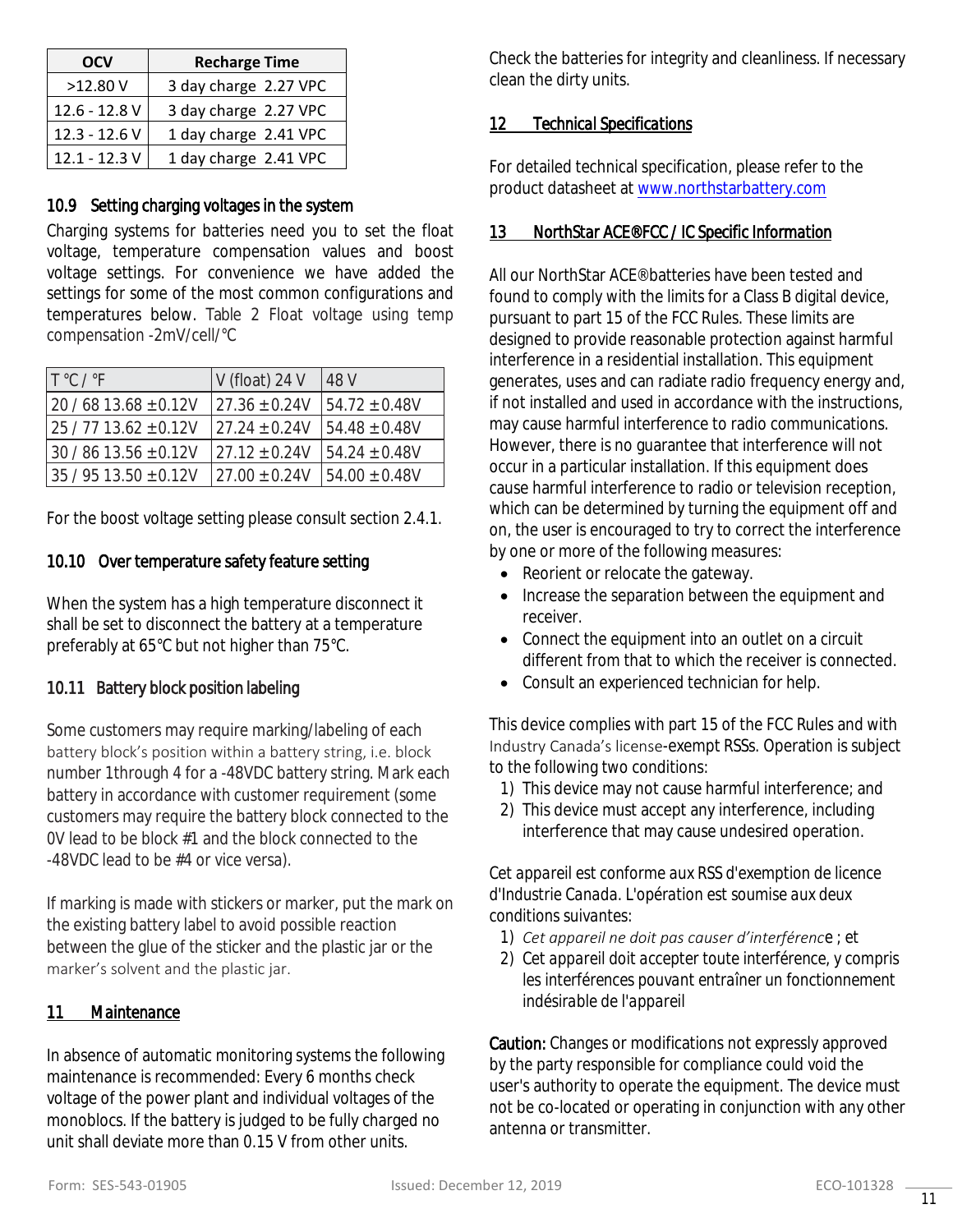| OCV | Recharge Time |
| --- | --- |
| >12.80 V | 3 day charge 2.27 VPC |
| 12.6 - 12.8 V | 3 day charge 2.27 VPC |
| 12.3 - 12.6 V | 1 day charge 2.41 VPC |
| 12.1 - 12.3 V | 1 day charge 2.41 VPC |

### 10.9 Setting charging voltages in the system

Charging systems for batteries need you to set the float voltage, temperature compensation values and boost voltage settings. For convenience we have added the settings for some of the most common configurations and temperatures below. Table 2 Float voltage using temp compensation -2mV/cell/°C

| T °C / °F | V (float) 24 V | 48 V |
| --- | --- | --- |
| 20 / 68 13.68 ±0.12V | 27.36 ±0.24V | 54.72 ±0.48V |
| 25 / 77 13.62 ±0.12V | 27.24 ±0.24V | 54.48 ±0.48V |
| 30 / 86 13.56 ±0.12V | 27.12 ±0.24V | 54.24 ±0.48V |
| 35 / 95 13.50 ±0.12V | 27.00 ±0.24V | 54.00 ±0.48V |

For the boost voltage setting please consult section 2.4.1.

### 10.10 Over temperature safety feature setting

When the system has a high temperature disconnect it shall be set to disconnect the battery at a temperature preferably at 65°C but not higher than 75°C.

### 10.11 Battery block position labeling

Some customers may require marking/labeling of each battery block's position within a battery string, i.e. block number 1through 4 for a -48VDC battery string. Mark each battery in accordance with customer requirement (some customers may require the battery block connected to the 0V lead to be block #1 and the block connected to the -48VDC lead to be #4 or vice versa).

If marking is made with stickers or marker, put the mark on the existing battery label to avoid possible reaction between the glue of the sticker and the plastic jar or the marker's solvent and the plastic jar.

## 11 Maintenance

In absence of automatic monitoring systems the following maintenance is recommended: Every 6 months check voltage of the power plant and individual voltages of the monoblocs. If the battery is judged to be fully charged no unit shall deviate more than 0.15 V from other units.

Check the batteries for integrity and cleanliness. If necessary clean the dirty units.

## 12 Technical Specifications

For detailed technical specification, please refer to the product datasheet at www.northstarbattery.com

## 13 NorthStar ACE® FCC / IC Specific Information

All our NorthStar ACE® batteries have been tested and found to comply with the limits for a Class B digital device, pursuant to part 15 of the FCC Rules. These limits are designed to provide reasonable protection against harmful interference in a residential installation. This equipment generates, uses and can radiate radio frequency energy and, if not installed and used in accordance with the instructions, may cause harmful interference to radio communications. However, there is no guarantee that interference will not occur in a particular installation. If this equipment does cause harmful interference to radio or television reception, which can be determined by turning the equipment off and on, the user is encouraged to try to correct the interference by one or more of the following measures:

- Reorient or relocate the gateway.
- Increase the separation between the equipment and receiver.
- Connect the equipment into an outlet on a circuit different from that to which the receiver is connected.
- Consult an experienced technician for help.

This device complies with part 15 of the FCC Rules and with Industry Canada's license-exempt RSSs. Operation is subject to the following two conditions:

1) This device may not cause harmful interference; and
2) This device must accept any interference, including interference that may cause undesired operation.

*Cet appareil est conforme aux RSS d'exemption de licence d'Industrie Canada. L'opération est soumise aux deux conditions suivantes:*

1) *Cet appareil ne doit pas causer d'interférence ; et*
2) *Cet appareil doit accepter toute interférence, y compris les interférences pouvant entraîner un fonctionnement indésirable de l'appareil*

**Caution:** Changes or modifications not expressly approved by the party responsible for compliance could void the user's authority to operate the equipment. The device must not be co-located or operating in conjunction with any other antenna or transmitter.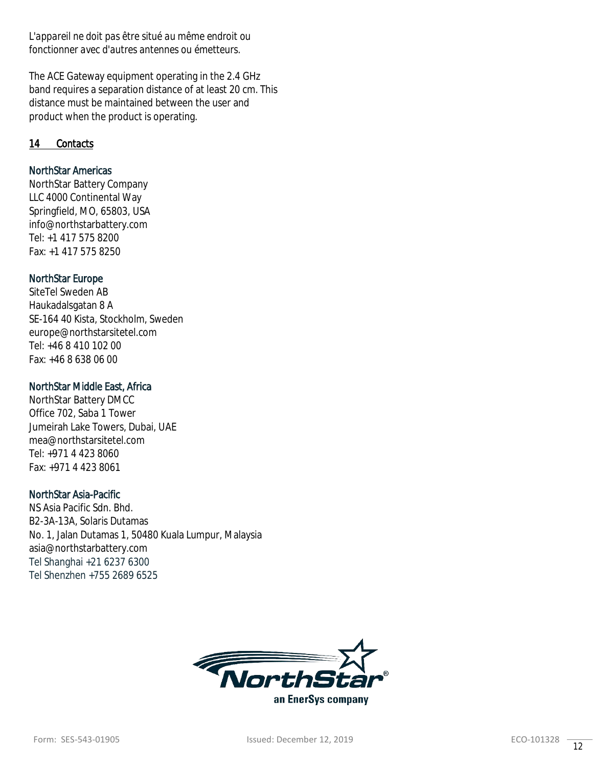*L'appareil ne doit pas être situé au même endroit ou fonctionner avec d'autres antennes ou émetteurs.*

The ACE Gateway equipment operating in the 2.4 GHz band requires a separation distance of at least 20 cm. This distance must be maintained between the user and product when the product is operating.

## 14 Contacts

### NorthStar Americas

NorthStar Battery Company
LLC 4000 Continental Way
Springfield, MO, 65803, USA
info@northstarbattery.com
Tel: +1 417 575 8200
Fax: +1 417 575 8250

### NorthStar Europe

SiteTel Sweden AB
Haukadalsgatan 8 A
SE-164 40 Kista, Stockholm, Sweden
europe@northstarsitetel.com
Tel: +46 8 410 102 00
Fax: +46 8 638 06 00

### NorthStar Middle East, Africa

NorthStar Battery DMCC
Office 702, Saba 1 Tower
Jumeirah Lake Towers, Dubai, UAE
mea@northstarsitetel.com
Tel: +971 4 423 8060
Fax: +971 4 423 8061

### NorthStar Asia-Pacific

NS Asia Pacific Sdn. Bhd.
B2-3A-13A, Solaris Dutamas
No. 1, Jalan Dutamas 1, 50480 Kuala Lumpur, Malaysia
asia@northstarbattery.com
Tel Shanghai +21 6237 6300
Tel Shenzhen +755 2689 6525

NorthStar®
an EnerSys company

Form: SES-543-01905 Issued: December 12, 2019 ECO-101328